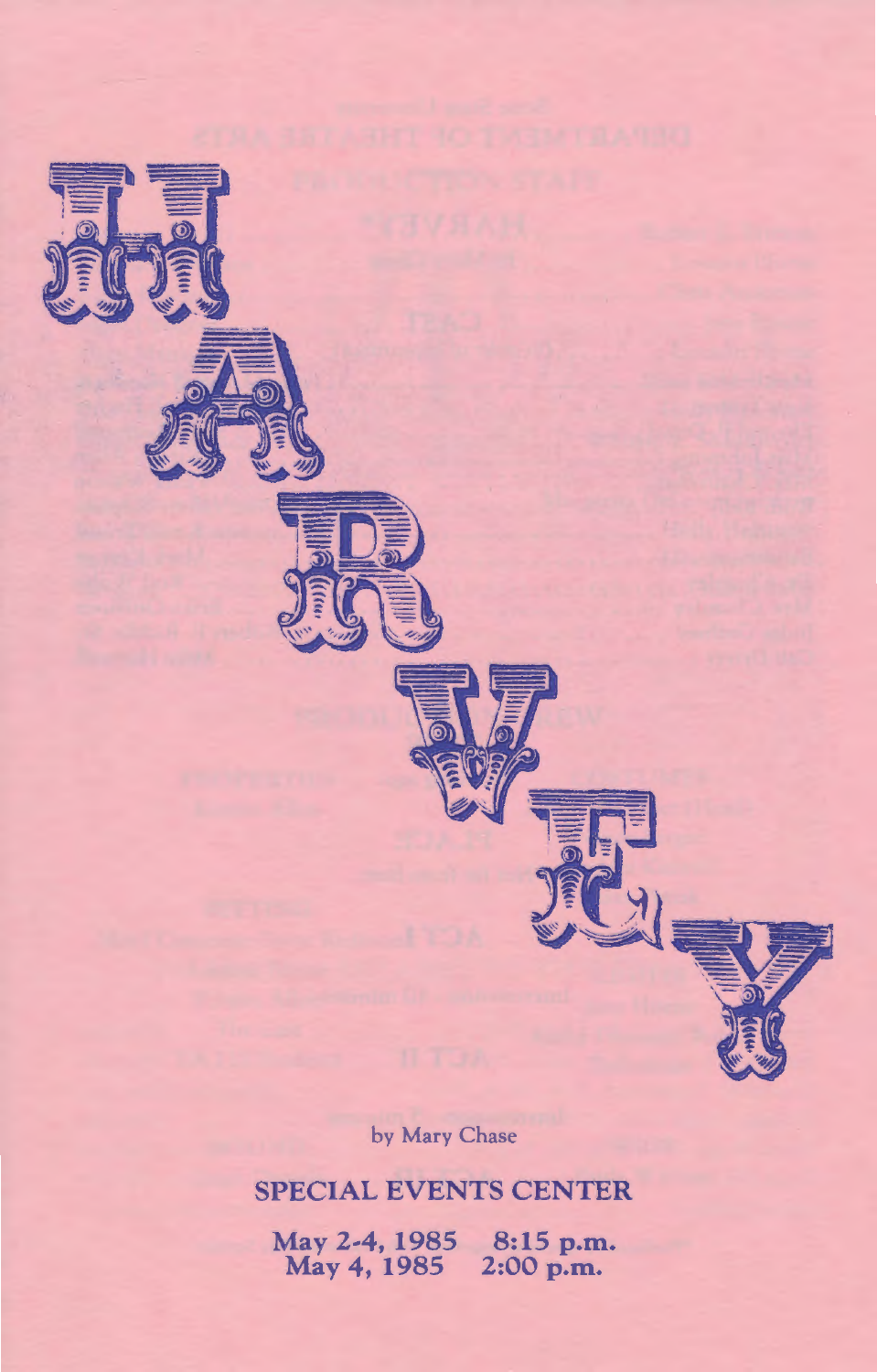# HARVEY

by Mary Chase

## SPECIAL EVENTS CENTER

**May 2-4, 1985 8:15 p.m.**
**May 4, 1985 2:00 p.m.**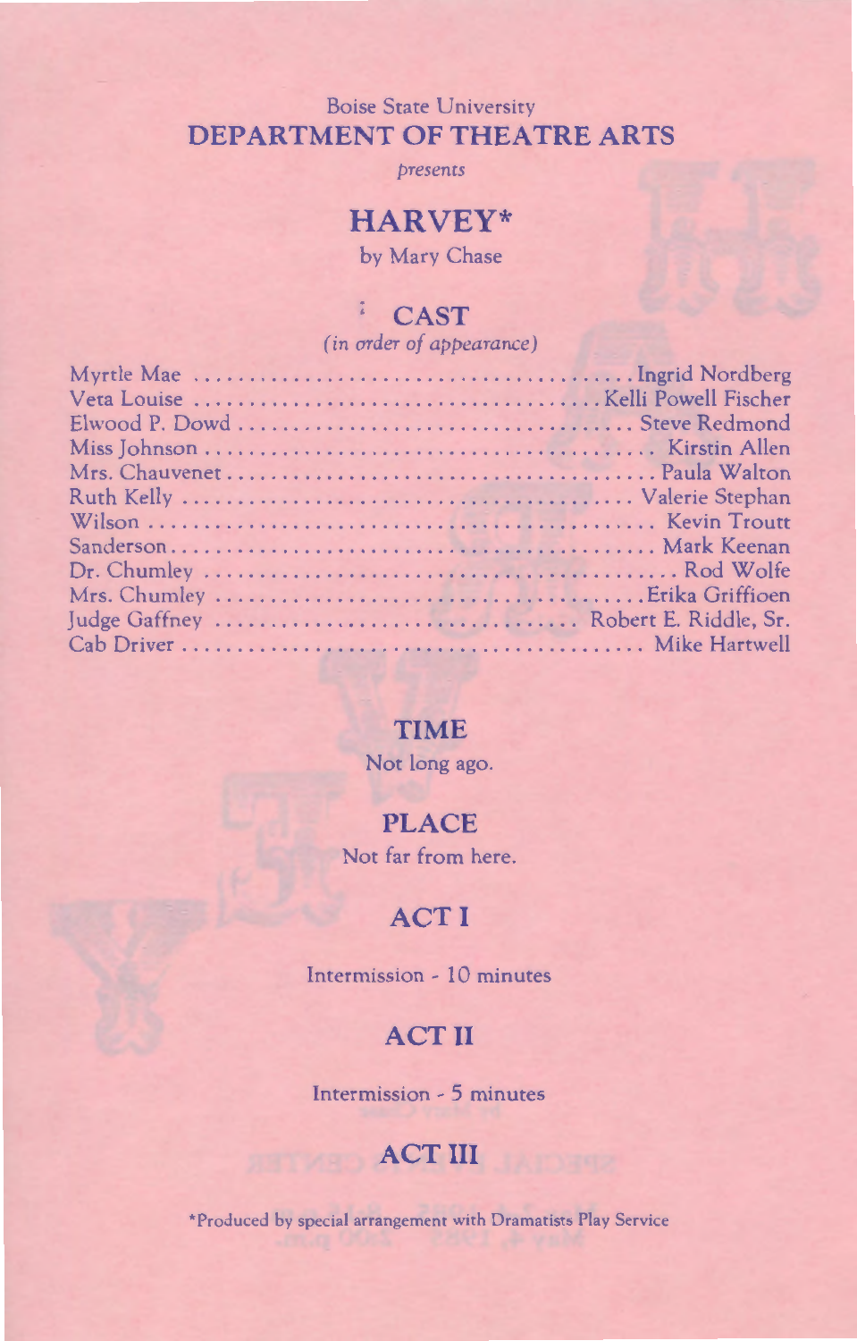Boise State University

# DEPARTMENT OF THEATRE ARTS

*presents*

# HARVEY*

by Mary Chase

## CAST

*(in order of appearance)*

| | |
|---|---|
| Myrtle Mae | Ingrid Nordberg |
| Veta Louise | Kelli Powell Fischer |
| Elwood P. Dowd | Steve Redmond |
| Miss Johnson | Kirstin Allen |
| Mrs. Chauvenet | Paula Walton |
| Ruth Kelly | Valerie Stephan |
| Wilson | Kevin Troutt |
| Sanderson | Mark Keenan |
| Dr. Chumley | Rod Wolfe |
| Mrs. Chumley | Erika Griffioen |
| Judge Gaffney | Robert E. Riddle, Sr. |
| Cab Driver | Mike Hartwell |

## TIME

Not long ago.

## PLACE

Not far from here.

## ACT I

Intermission - 10 minutes

## ACT II

Intermission - 5 minutes

## ACT III

*Produced by special arrangement with Dramatists Play Service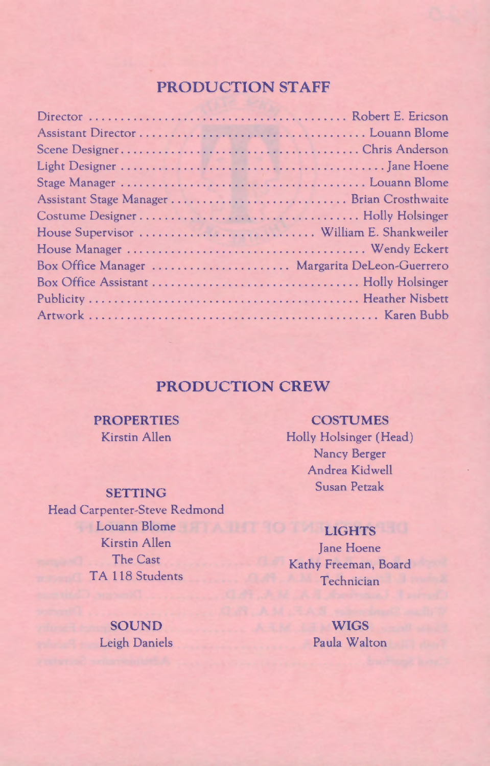## PRODUCTION STAFF

| | |
|---|---|
| Director | Robert E. Ericson |
| Assistant Director | Louann Blome |
| Scene Designer | Chris Anderson |
| Light Designer | Jane Hoene |
| Stage Manager | Louann Blome |
| Assistant Stage Manager | Brian Crosthwaite |
| Costume Designer | Holly Holsinger |
| House Supervisor | William E. Shankweiler |
| House Manager | Wendy Eckert |
| Box Office Manager | Margarita DeLeon-Guerrero |
| Box Office Assistant | Holly Holsinger |
| Publicity | Heather Nisbett |
| Artwork | Karen Bubb |

## PRODUCTION CREW

### PROPERTIES
Kirstin Allen

### SETTING
Head Carpenter-Steve Redmond
Louann Blome
Kirstin Allen
The Cast
TA 118 Students

### SOUND
Leigh Daniels

### COSTUMES
Holly Holsinger (Head)
Nancy Berger
Andrea Kidwell
Susan Petzak

### LIGHTS
Jane Hoene
Kathy Freeman, Board Technician

### WIGS
Paula Walton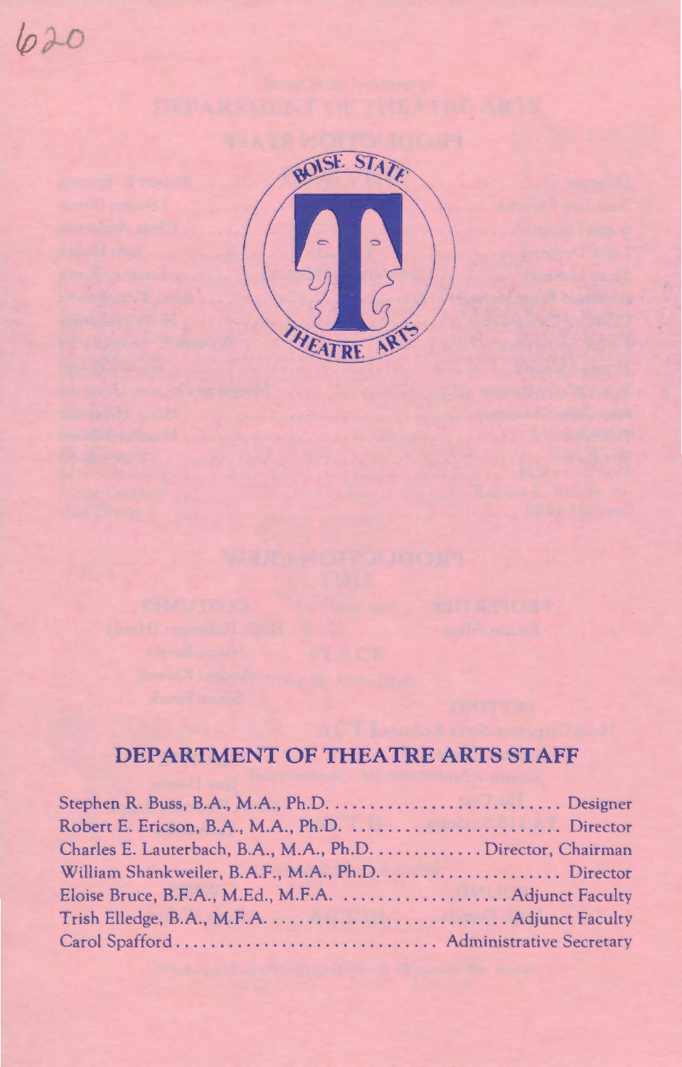620

# DEPARTMENT OF THEATRE ARTS STAFF

Stephen R. Buss, B.A., M.A., Ph.D. .......................... Designer
Robert E. Ericson, B.A., M.A., Ph.D. ....................... Director
Charles E. Lauterbach, B.A., M.A., Ph.D. ............ Director, Chairman
William Shankweiler, B.A.F., M.A., Ph.D. .................... Director
Eloise Bruce, B.F.A., M.Ed., M.F.A. .................... Adjunct Faculty
Trish Elledge, B.A., M.F.A. .......................... Adjunct Faculty
Carol Spafford .............................. Administrative Secretary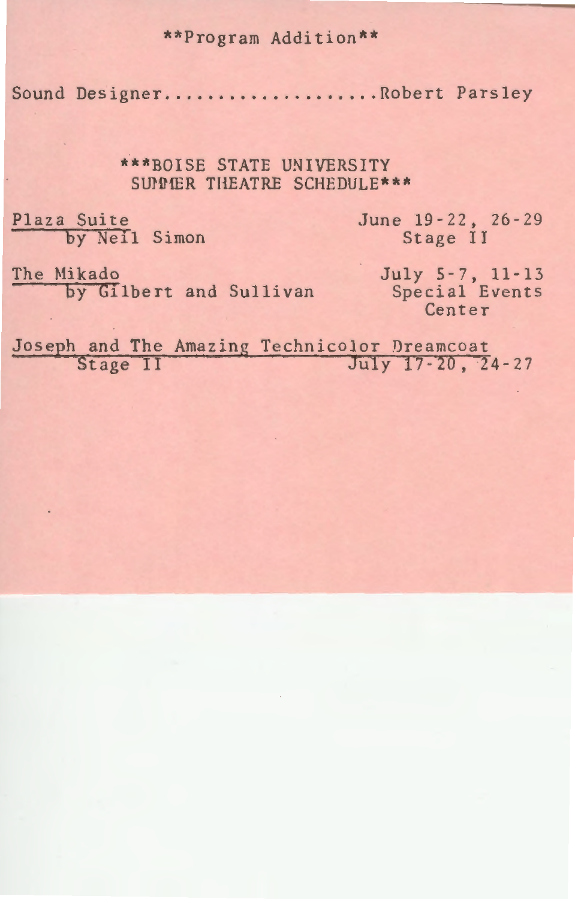**Program Addition**

Sound Designer....................Robert Parsley

***BOISE STATE UNIVERSITY SUMMER THEATRE SCHEDULE***

Plaza Suite
by Neil Simon

June 19-22, 26-29
Stage II

The Mikado
by Gilbert and Sullivan

July 5-7, 11-13
Special Events Center

Joseph and The Amazing Technicolor Dreamcoat
Stage II

July 17-20, 24-27